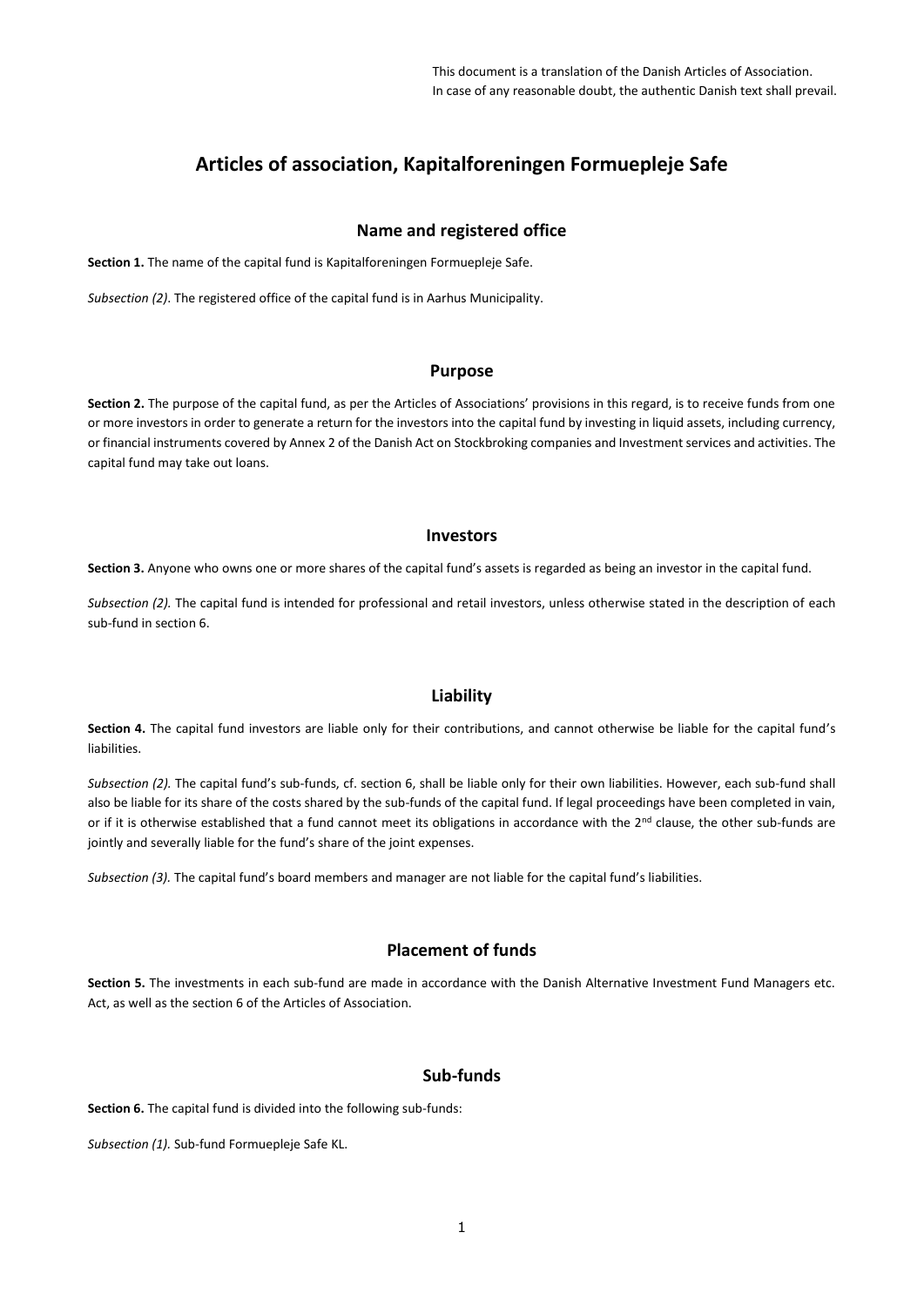This document is a translation of the Danish Articles of Association.
In case of any reasonable doubt, the authentic Danish text shall prevail.

# Articles of association, Kapitalforeningen Formuepleje Safe

## Name and registered office

**Section 1.** The name of the capital fund is Kapitalforeningen Formuepleje Safe.

*Subsection (2)*. The registered office of the capital fund is in Aarhus Municipality.

## Purpose

**Section 2.** The purpose of the capital fund, as per the Articles of Associations' provisions in this regard, is to receive funds from one or more investors in order to generate a return for the investors into the capital fund by investing in liquid assets, including currency, or financial instruments covered by Annex 2 of the Danish Act on Stockbroking companies and Investment services and activities. The capital fund may take out loans.

## Investors

**Section 3.** Anyone who owns one or more shares of the capital fund's assets is regarded as being an investor in the capital fund.

*Subsection (2).* The capital fund is intended for professional and retail investors, unless otherwise stated in the description of each sub-fund in section 6.

## Liability

**Section 4.** The capital fund investors are liable only for their contributions, and cannot otherwise be liable for the capital fund's liabilities.

*Subsection (2).* The capital fund's sub-funds, cf. section 6, shall be liable only for their own liabilities. However, each sub-fund shall also be liable for its share of the costs shared by the sub-funds of the capital fund. If legal proceedings have been completed in vain, or if it is otherwise established that a fund cannot meet its obligations in accordance with the 2nd clause, the other sub-funds are jointly and severally liable for the fund's share of the joint expenses.

*Subsection (3).* The capital fund's board members and manager are not liable for the capital fund's liabilities.

## Placement of funds

**Section 5.** The investments in each sub-fund are made in accordance with the Danish Alternative Investment Fund Managers etc. Act, as well as the section 6 of the Articles of Association.

## Sub-funds

**Section 6.** The capital fund is divided into the following sub-funds:

*Subsection (1).* Sub-fund Formuepleje Safe KL.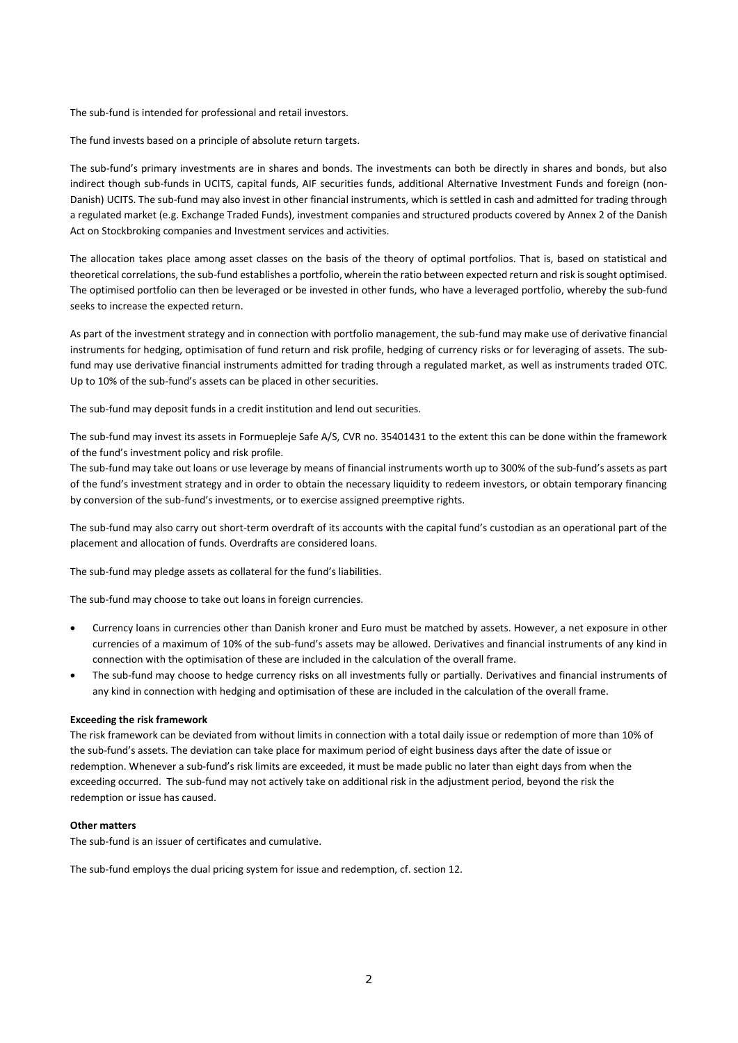The sub-fund is intended for professional and retail investors.

The fund invests based on a principle of absolute return targets.

The sub-fund's primary investments are in shares and bonds. The investments can both be directly in shares and bonds, but also indirect though sub-funds in UCITS, capital funds, AIF securities funds, additional Alternative Investment Funds and foreign (non-Danish) UCITS. The sub-fund may also invest in other financial instruments, which is settled in cash and admitted for trading through a regulated market (e.g. Exchange Traded Funds), investment companies and structured products covered by Annex 2 of the Danish Act on Stockbroking companies and Investment services and activities.

The allocation takes place among asset classes on the basis of the theory of optimal portfolios. That is, based on statistical and theoretical correlations, the sub-fund establishes a portfolio, wherein the ratio between expected return and risk is sought optimised. The optimised portfolio can then be leveraged or be invested in other funds, who have a leveraged portfolio, whereby the sub-fund seeks to increase the expected return.

As part of the investment strategy and in connection with portfolio management, the sub-fund may make use of derivative financial instruments for hedging, optimisation of fund return and risk profile, hedging of currency risks or for leveraging of assets. The sub-fund may use derivative financial instruments admitted for trading through a regulated market, as well as instruments traded OTC. Up to 10% of the sub-fund's assets can be placed in other securities.

The sub-fund may deposit funds in a credit institution and lend out securities.

The sub-fund may invest its assets in Formuepleje Safe A/S, CVR no. 35401431 to the extent this can be done within the framework of the fund's investment policy and risk profile.
The sub-fund may take out loans or use leverage by means of financial instruments worth up to 300% of the sub-fund's assets as part of the fund's investment strategy and in order to obtain the necessary liquidity to redeem investors, or obtain temporary financing by conversion of the sub-fund's investments, or to exercise assigned preemptive rights.

The sub-fund may also carry out short-term overdraft of its accounts with the capital fund's custodian as an operational part of the placement and allocation of funds. Overdrafts are considered loans.

The sub-fund may pledge assets as collateral for the fund's liabilities.

The sub-fund may choose to take out loans in foreign currencies.

- Currency loans in currencies other than Danish kroner and Euro must be matched by assets. However, a net exposure in other currencies of a maximum of 10% of the sub-fund's assets may be allowed. Derivatives and financial instruments of any kind in connection with the optimisation of these are included in the calculation of the overall frame.
- The sub-fund may choose to hedge currency risks on all investments fully or partially. Derivatives and financial instruments of any kind in connection with hedging and optimisation of these are included in the calculation of the overall frame.

**Exceeding the risk framework**

The risk framework can be deviated from without limits in connection with a total daily issue or redemption of more than 10% of the sub-fund's assets. The deviation can take place for maximum period of eight business days after the date of issue or redemption. Whenever a sub-fund's risk limits are exceeded, it must be made public no later than eight days from when the exceeding occurred. The sub-fund may not actively take on additional risk in the adjustment period, beyond the risk the redemption or issue has caused.

**Other matters**

The sub-fund is an issuer of certificates and cumulative.

The sub-fund employs the dual pricing system for issue and redemption, cf. section 12.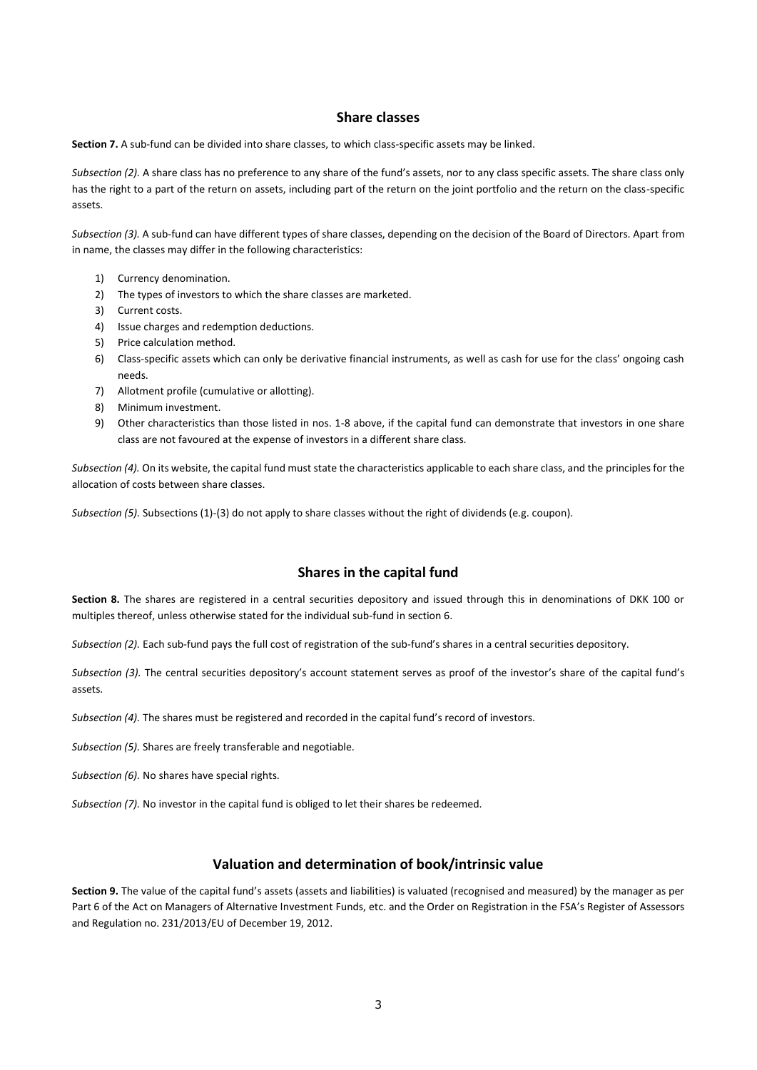## Share classes

**Section 7.** A sub-fund can be divided into share classes, to which class-specific assets may be linked.

*Subsection (2).* A share class has no preference to any share of the fund's assets, nor to any class specific assets. The share class only has the right to a part of the return on assets, including part of the return on the joint portfolio and the return on the class-specific assets.

*Subsection (3).* A sub-fund can have different types of share classes, depending on the decision of the Board of Directors. Apart from in name, the classes may differ in the following characteristics:

1) Currency denomination.
2) The types of investors to which the share classes are marketed.
3) Current costs.
4) Issue charges and redemption deductions.
5) Price calculation method.
6) Class-specific assets which can only be derivative financial instruments, as well as cash for use for the class' ongoing cash needs.
7) Allotment profile (cumulative or allotting).
8) Minimum investment.
9) Other characteristics than those listed in nos. 1-8 above, if the capital fund can demonstrate that investors in one share class are not favoured at the expense of investors in a different share class.

*Subsection (4).* On its website, the capital fund must state the characteristics applicable to each share class, and the principles for the allocation of costs between share classes.

*Subsection (5).* Subsections (1)-(3) do not apply to share classes without the right of dividends (e.g. coupon).

## Shares in the capital fund

**Section 8.** The shares are registered in a central securities depository and issued through this in denominations of DKK 100 or multiples thereof, unless otherwise stated for the individual sub-fund in section 6.

*Subsection (2).* Each sub-fund pays the full cost of registration of the sub-fund's shares in a central securities depository.

*Subsection (3).* The central securities depository's account statement serves as proof of the investor's share of the capital fund's assets.

*Subsection (4).* The shares must be registered and recorded in the capital fund's record of investors.

*Subsection (5).* Shares are freely transferable and negotiable.

*Subsection (6).* No shares have special rights.

*Subsection (7).* No investor in the capital fund is obliged to let their shares be redeemed.

## Valuation and determination of book/intrinsic value

**Section 9.** The value of the capital fund's assets (assets and liabilities) is valuated (recognised and measured) by the manager as per Part 6 of the Act on Managers of Alternative Investment Funds, etc. and the Order on Registration in the FSA's Register of Assessors and Regulation no. 231/2013/EU of December 19, 2012.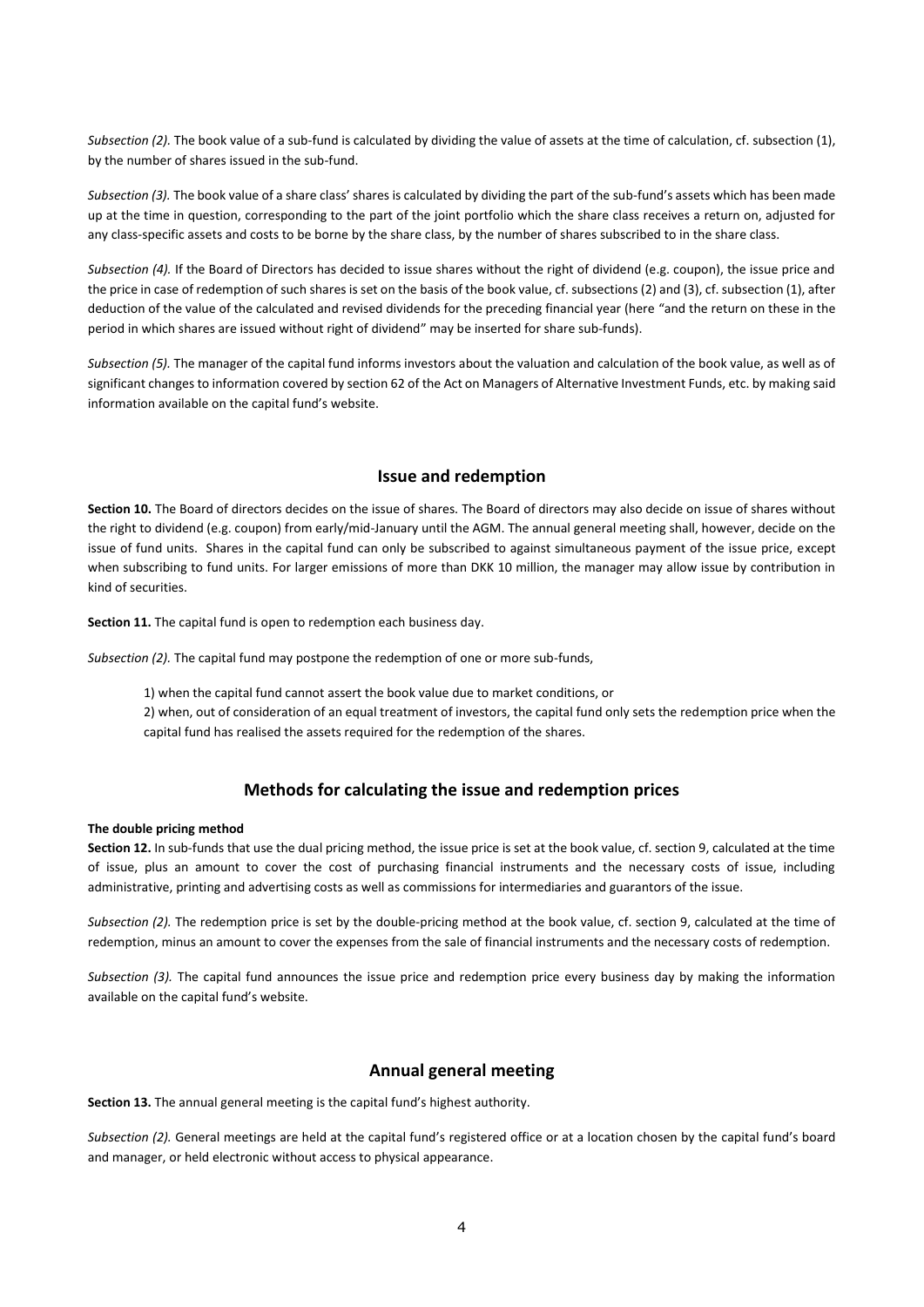*Subsection (2).* The book value of a sub-fund is calculated by dividing the value of assets at the time of calculation, cf. subsection (1), by the number of shares issued in the sub-fund.

*Subsection (3).* The book value of a share class' shares is calculated by dividing the part of the sub-fund's assets which has been made up at the time in question, corresponding to the part of the joint portfolio which the share class receives a return on, adjusted for any class-specific assets and costs to be borne by the share class, by the number of shares subscribed to in the share class.

*Subsection (4).* If the Board of Directors has decided to issue shares without the right of dividend (e.g. coupon), the issue price and the price in case of redemption of such shares is set on the basis of the book value, cf. subsections (2) and (3), cf. subsection (1), after deduction of the value of the calculated and revised dividends for the preceding financial year (here "and the return on these in the period in which shares are issued without right of dividend" may be inserted for share sub-funds).

*Subsection (5).* The manager of the capital fund informs investors about the valuation and calculation of the book value, as well as of significant changes to information covered by section 62 of the Act on Managers of Alternative Investment Funds, etc. by making said information available on the capital fund's website.

## Issue and redemption

**Section 10.** The Board of directors decides on the issue of shares. The Board of directors may also decide on issue of shares without the right to dividend (e.g. coupon) from early/mid-January until the AGM. The annual general meeting shall, however, decide on the issue of fund units. Shares in the capital fund can only be subscribed to against simultaneous payment of the issue price, except when subscribing to fund units. For larger emissions of more than DKK 10 million, the manager may allow issue by contribution in kind of securities.

**Section 11.** The capital fund is open to redemption each business day.

*Subsection (2).* The capital fund may postpone the redemption of one or more sub-funds,

1) when the capital fund cannot assert the book value due to market conditions, or
2) when, out of consideration of an equal treatment of investors, the capital fund only sets the redemption price when the capital fund has realised the assets required for the redemption of the shares.

## Methods for calculating the issue and redemption prices

**The double pricing method**

**Section 12.** In sub-funds that use the dual pricing method, the issue price is set at the book value, cf. section 9, calculated at the time of issue, plus an amount to cover the cost of purchasing financial instruments and the necessary costs of issue, including administrative, printing and advertising costs as well as commissions for intermediaries and guarantors of the issue.

*Subsection (2).* The redemption price is set by the double-pricing method at the book value, cf. section 9, calculated at the time of redemption, minus an amount to cover the expenses from the sale of financial instruments and the necessary costs of redemption.

*Subsection (3).* The capital fund announces the issue price and redemption price every business day by making the information available on the capital fund's website.

## Annual general meeting

**Section 13.** The annual general meeting is the capital fund's highest authority.

*Subsection (2).* General meetings are held at the capital fund's registered office or at a location chosen by the capital fund's board and manager, or held electronic without access to physical appearance.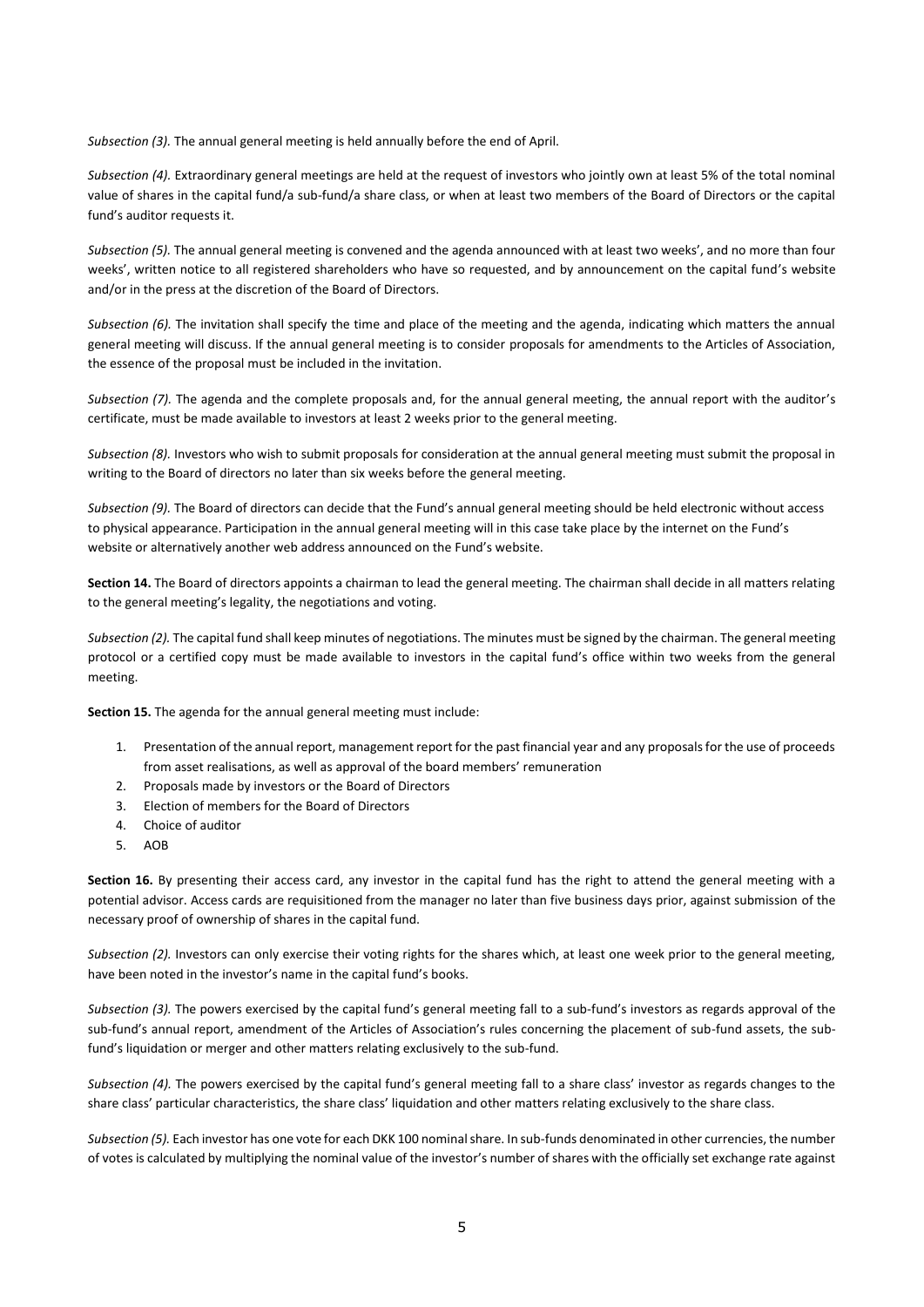*Subsection (3).* The annual general meeting is held annually before the end of April.

*Subsection (4).* Extraordinary general meetings are held at the request of investors who jointly own at least 5% of the total nominal value of shares in the capital fund/a sub-fund/a share class, or when at least two members of the Board of Directors or the capital fund's auditor requests it.

*Subsection (5).* The annual general meeting is convened and the agenda announced with at least two weeks', and no more than four weeks', written notice to all registered shareholders who have so requested, and by announcement on the capital fund's website and/or in the press at the discretion of the Board of Directors.

*Subsection (6).* The invitation shall specify the time and place of the meeting and the agenda, indicating which matters the annual general meeting will discuss. If the annual general meeting is to consider proposals for amendments to the Articles of Association, the essence of the proposal must be included in the invitation.

*Subsection (7).* The agenda and the complete proposals and, for the annual general meeting, the annual report with the auditor's certificate, must be made available to investors at least 2 weeks prior to the general meeting.

*Subsection (8).* Investors who wish to submit proposals for consideration at the annual general meeting must submit the proposal in writing to the Board of directors no later than six weeks before the general meeting.

*Subsection (9).* The Board of directors can decide that the Fund's annual general meeting should be held electronic without access to physical appearance. Participation in the annual general meeting will in this case take place by the internet on the Fund's website or alternatively another web address announced on the Fund's website.

**Section 14.** The Board of directors appoints a chairman to lead the general meeting. The chairman shall decide in all matters relating to the general meeting's legality, the negotiations and voting.

*Subsection (2).* The capital fund shall keep minutes of negotiations. The minutes must be signed by the chairman. The general meeting protocol or a certified copy must be made available to investors in the capital fund's office within two weeks from the general meeting.

**Section 15.** The agenda for the annual general meeting must include:

1. Presentation of the annual report, management report for the past financial year and any proposals for the use of proceeds from asset realisations, as well as approval of the board members' remuneration
2. Proposals made by investors or the Board of Directors
3. Election of members for the Board of Directors
4. Choice of auditor
5. AOB

**Section 16.** By presenting their access card, any investor in the capital fund has the right to attend the general meeting with a potential advisor. Access cards are requisitioned from the manager no later than five business days prior, against submission of the necessary proof of ownership of shares in the capital fund.

*Subsection (2).* Investors can only exercise their voting rights for the shares which, at least one week prior to the general meeting, have been noted in the investor's name in the capital fund's books.

*Subsection (3).* The powers exercised by the capital fund's general meeting fall to a sub-fund's investors as regards approval of the sub-fund's annual report, amendment of the Articles of Association's rules concerning the placement of sub-fund assets, the sub-fund's liquidation or merger and other matters relating exclusively to the sub-fund.

*Subsection (4).* The powers exercised by the capital fund's general meeting fall to a share class' investor as regards changes to the share class' particular characteristics, the share class' liquidation and other matters relating exclusively to the share class.

*Subsection (5).* Each investor has one vote for each DKK 100 nominal share. In sub-funds denominated in other currencies, the number of votes is calculated by multiplying the nominal value of the investor's number of shares with the officially set exchange rate against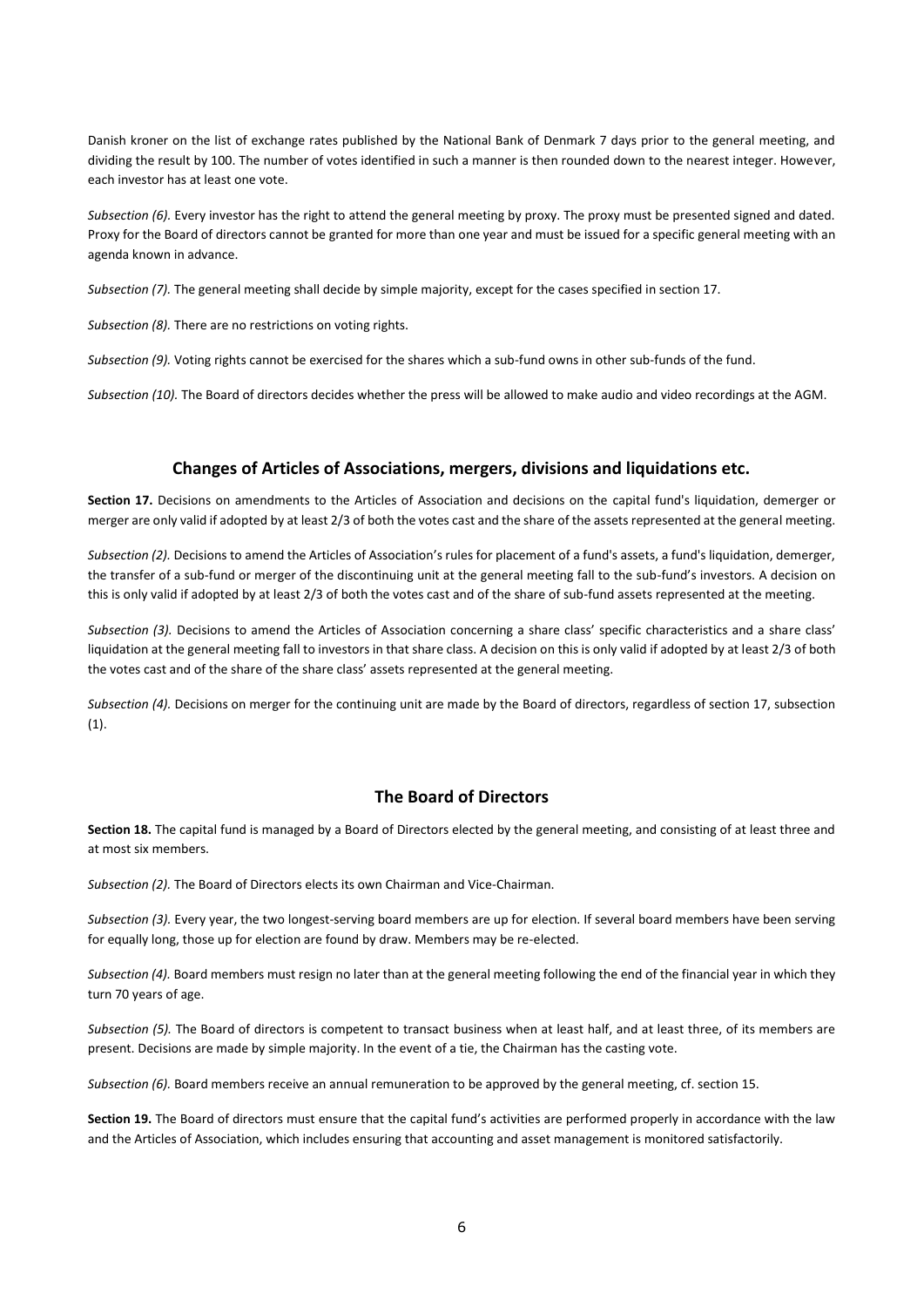Danish kroner on the list of exchange rates published by the National Bank of Denmark 7 days prior to the general meeting, and dividing the result by 100. The number of votes identified in such a manner is then rounded down to the nearest integer. However, each investor has at least one vote.

*Subsection (6).* Every investor has the right to attend the general meeting by proxy. The proxy must be presented signed and dated. Proxy for the Board of directors cannot be granted for more than one year and must be issued for a specific general meeting with an agenda known in advance.

*Subsection (7).* The general meeting shall decide by simple majority, except for the cases specified in section 17.

*Subsection (8).* There are no restrictions on voting rights.

*Subsection (9).* Voting rights cannot be exercised for the shares which a sub-fund owns in other sub-funds of the fund.

*Subsection (10).* The Board of directors decides whether the press will be allowed to make audio and video recordings at the AGM.

## Changes of Articles of Associations, mergers, divisions and liquidations etc.

**Section 17.** Decisions on amendments to the Articles of Association and decisions on the capital fund's liquidation, demerger or merger are only valid if adopted by at least 2/3 of both the votes cast and the share of the assets represented at the general meeting.

*Subsection (2).* Decisions to amend the Articles of Association's rules for placement of a fund's assets, a fund's liquidation, demerger, the transfer of a sub-fund or merger of the discontinuing unit at the general meeting fall to the sub-fund's investors. A decision on this is only valid if adopted by at least 2/3 of both the votes cast and of the share of sub-fund assets represented at the meeting.

*Subsection (3).* Decisions to amend the Articles of Association concerning a share class' specific characteristics and a share class' liquidation at the general meeting fall to investors in that share class. A decision on this is only valid if adopted by at least 2/3 of both the votes cast and of the share of the share class' assets represented at the general meeting.

*Subsection (4).* Decisions on merger for the continuing unit are made by the Board of directors, regardless of section 17, subsection (1).

## The Board of Directors

**Section 18.** The capital fund is managed by a Board of Directors elected by the general meeting, and consisting of at least three and at most six members.

*Subsection (2).* The Board of Directors elects its own Chairman and Vice-Chairman.

*Subsection (3).* Every year, the two longest-serving board members are up for election. If several board members have been serving for equally long, those up for election are found by draw. Members may be re-elected.

*Subsection (4).* Board members must resign no later than at the general meeting following the end of the financial year in which they turn 70 years of age.

*Subsection (5).* The Board of directors is competent to transact business when at least half, and at least three, of its members are present. Decisions are made by simple majority. In the event of a tie, the Chairman has the casting vote.

*Subsection (6).* Board members receive an annual remuneration to be approved by the general meeting, cf. section 15.

**Section 19.** The Board of directors must ensure that the capital fund's activities are performed properly in accordance with the law and the Articles of Association, which includes ensuring that accounting and asset management is monitored satisfactorily.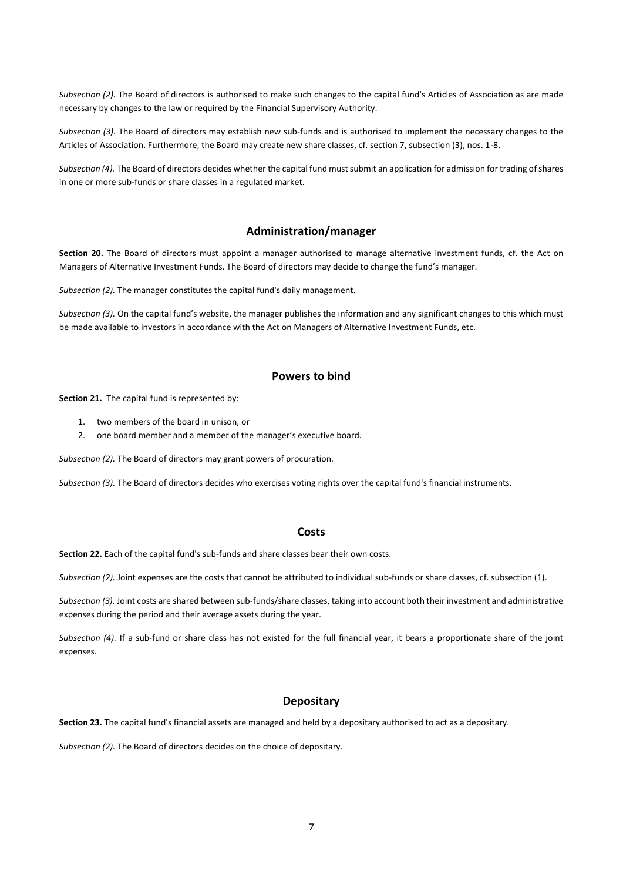*Subsection (2).* The Board of directors is authorised to make such changes to the capital fund's Articles of Association as are made necessary by changes to the law or required by the Financial Supervisory Authority.

*Subsection (3).* The Board of directors may establish new sub-funds and is authorised to implement the necessary changes to the Articles of Association. Furthermore, the Board may create new share classes, cf. section 7, subsection (3), nos. 1-8.

*Subsection (4).* The Board of directors decides whether the capital fund must submit an application for admission for trading of shares in one or more sub-funds or share classes in a regulated market.

## Administration/manager

**Section 20.** The Board of directors must appoint a manager authorised to manage alternative investment funds, cf. the Act on Managers of Alternative Investment Funds. The Board of directors may decide to change the fund's manager.

*Subsection (2).* The manager constitutes the capital fund's daily management.

*Subsection (3).* On the capital fund's website, the manager publishes the information and any significant changes to this which must be made available to investors in accordance with the Act on Managers of Alternative Investment Funds, etc.

## Powers to bind

**Section 21.** The capital fund is represented by:

1. two members of the board in unison, or
2. one board member and a member of the manager's executive board.

*Subsection (2).* The Board of directors may grant powers of procuration.

*Subsection (3).* The Board of directors decides who exercises voting rights over the capital fund's financial instruments.

## Costs

**Section 22.** Each of the capital fund's sub-funds and share classes bear their own costs.

*Subsection (2).* Joint expenses are the costs that cannot be attributed to individual sub-funds or share classes, cf. subsection (1).

*Subsection (3).* Joint costs are shared between sub-funds/share classes, taking into account both their investment and administrative expenses during the period and their average assets during the year.

*Subsection (4).* If a sub-fund or share class has not existed for the full financial year, it bears a proportionate share of the joint expenses.

## Depositary

**Section 23.** The capital fund's financial assets are managed and held by a depositary authorised to act as a depositary.

*Subsection (2).* The Board of directors decides on the choice of depositary.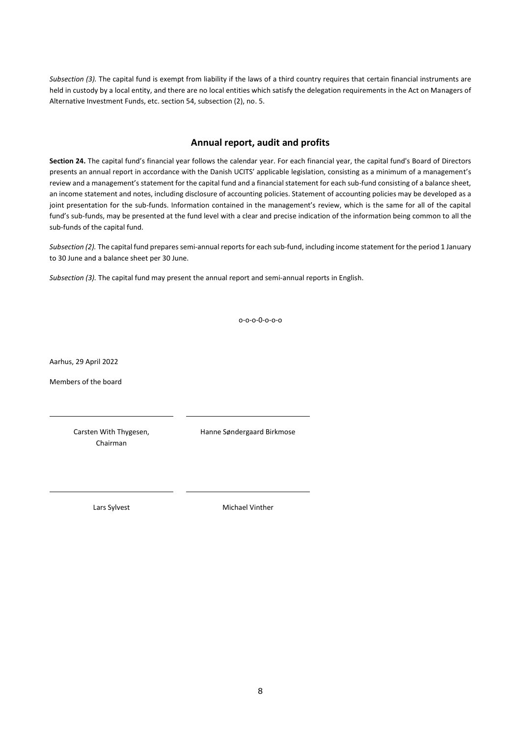*Subsection (3).* The capital fund is exempt from liability if the laws of a third country requires that certain financial instruments are held in custody by a local entity, and there are no local entities which satisfy the delegation requirements in the Act on Managers of Alternative Investment Funds, etc. section 54, subsection (2), no. 5.

## Annual report, audit and profits

**Section 24.** The capital fund's financial year follows the calendar year. For each financial year, the capital fund's Board of Directors presents an annual report in accordance with the Danish UCITS' applicable legislation, consisting as a minimum of a management's review and a management's statement for the capital fund and a financial statement for each sub-fund consisting of a balance sheet, an income statement and notes, including disclosure of accounting policies. Statement of accounting policies may be developed as a joint presentation for the sub-funds. Information contained in the management's review, which is the same for all of the capital fund's sub-funds, may be presented at the fund level with a clear and precise indication of the information being common to all the sub-funds of the capital fund.

*Subsection (2).* The capital fund prepares semi-annual reports for each sub-fund, including income statement for the period 1 January to 30 June and a balance sheet per 30 June.

*Subsection (3).* The capital fund may present the annual report and semi-annual reports in English.

o-o-o-0-o-o-o

Aarhus, 29 April 2022

Members of the board

| | |
|---|---|
| Carsten With Thygesen, Chairman | Hanne Søndergaard Birkmose |
| Lars Sylvest | Michael Vinther |